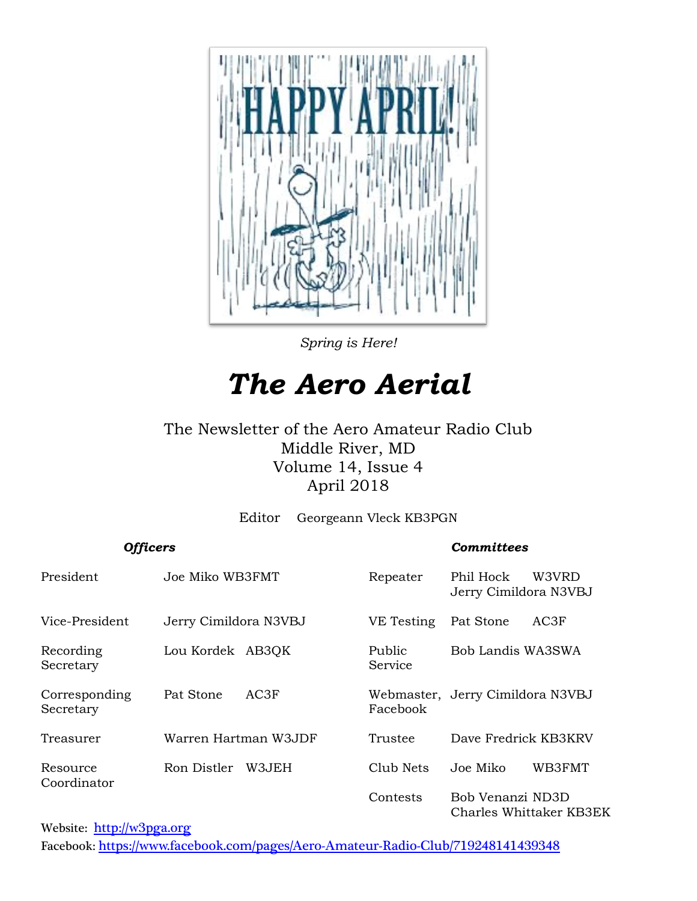*Spring is Here!*

# *The Aero Aerial*

The Newsletter of the Aero Amateur Radio Club
Middle River, MD
Volume 14, Issue 4
April 2018

Editor Georgeann Vleck KB3PGN

***Officers***

| | |
|---|---|
| President | Joe Miko WB3FMT |
| Vice-President | Jerry Cimildora N3VBJ |
| Recording Secretary | Lou Kordek AB3QK |
| Corresponding Secretary | Pat Stone AC3F |
| Treasurer | Warren Hartman W3JDF |
| Resource Coordinator | Ron Distler W3JEH |

***Committees***

| | |
|---|---|
| Repeater | Phil Hock W3VRD<br>Jerry Cimildora N3VBJ |
| VE Testing | Pat Stone AC3F |
| Public Service | Bob Landis WA3SWA |
| Webmaster, Facebook | Jerry Cimildora N3VBJ |
| Trustee | Dave Fredrick KB3KRV |
| Club Nets | Joe Miko WB3FMT |
| Contests | Bob Venanzi ND3D<br>Charles Whittaker KB3EK |

Website: http://w3pga.org

Facebook: https://www.facebook.com/pages/Aero-Amateur-Radio-Club/719248141439348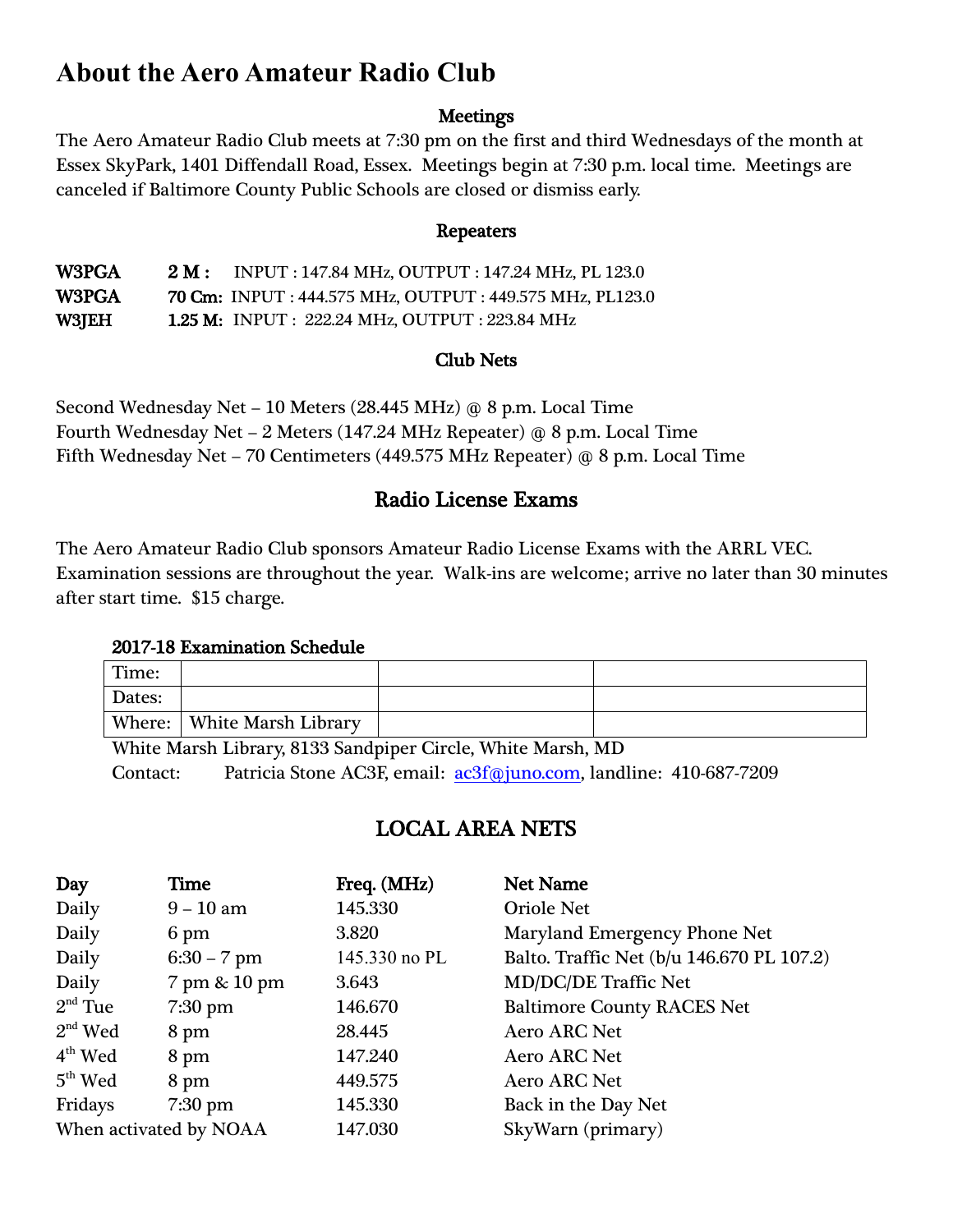# About the Aero Amateur Radio Club

### Meetings

The Aero Amateur Radio Club meets at 7:30 pm on the first and third Wednesdays of the month at Essex SkyPark, 1401 Diffendall Road, Essex. Meetings begin at 7:30 p.m. local time. Meetings are canceled if Baltimore County Public Schools are closed or dismiss early.

### Repeaters

| | | |
|---|---|---|
| **W3PGA** | **2 M :** | INPUT : 147.84 MHz, OUTPUT : 147.24 MHz, PL 123.0 |
| **W3PGA** | **70 Cm:** | INPUT : 444.575 MHz, OUTPUT : 449.575 MHz, PL123.0 |
| **W3JEH** | **1.25 M:** | INPUT : 222.24 MHz, OUTPUT : 223.84 MHz |

### Club Nets

Second Wednesday Net – 10 Meters (28.445 MHz) @ 8 p.m. Local Time
Fourth Wednesday Net – 2 Meters (147.24 MHz Repeater) @ 8 p.m. Local Time
Fifth Wednesday Net – 70 Centimeters (449.575 MHz Repeater) @ 8 p.m. Local Time

## Radio License Exams

The Aero Amateur Radio Club sponsors Amateur Radio License Exams with the ARRL VEC. Examination sessions are throughout the year. Walk-ins are welcome; arrive no later than 30 minutes after start time. $15 charge.

**2017-18 Examination Schedule**

| | | | |
|---|---|---|---|
| Time: | | | |
| Dates: | | | |
| Where: | White Marsh Library | | |

White Marsh Library, 8133 Sandpiper Circle, White Marsh, MD
Contact: Patricia Stone AC3F, email: ac3f@juno.com, landline: 410-687-7209

## LOCAL AREA NETS

| Day | Time | Freq. (MHz) | Net Name |
|---|---|---|---|
| Daily | 9 – 10 am | 145.330 | Oriole Net |
| Daily | 6 pm | 3.820 | Maryland Emergency Phone Net |
| Daily | 6:30 – 7 pm | 145.330 no PL | Balto. Traffic Net (b/u 146.670 PL 107.2) |
| Daily | 7 pm & 10 pm | 3.643 | MD/DC/DE Traffic Net |
| 2nd Tue | 7:30 pm | 146.670 | Baltimore County RACES Net |
| 2nd Wed | 8 pm | 28.445 | Aero ARC Net |
| 4th Wed | 8 pm | 147.240 | Aero ARC Net |
| 5th Wed | 8 pm | 449.575 | Aero ARC Net |
| Fridays | 7:30 pm | 145.330 | Back in the Day Net |
| When activated by NOAA | | 147.030 | SkyWarn (primary) |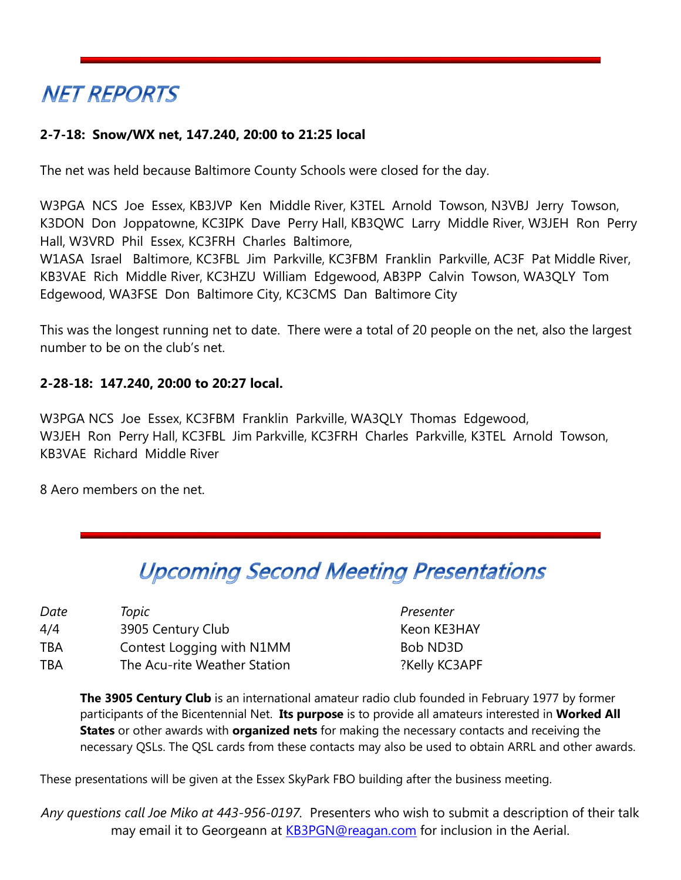# NET REPORTS

**2-7-18: Snow/WX net, 147.240, 20:00 to 21:25 local**

The net was held because Baltimore County Schools were closed for the day.

W3PGA NCS Joe Essex, KB3JVP Ken Middle River, K3TEL Arnold Towson, N3VBJ Jerry Towson, K3DON Don Joppatowne, KC3IPK Dave Perry Hall, KB3QWC Larry Middle River, W3JEH Ron Perry Hall, W3VRD Phil Essex, KC3FRH Charles Baltimore, W1ASA Israel Baltimore, KC3FBL Jim Parkville, KC3FBM Franklin Parkville, AC3F Pat Middle River, KB3VAE Rich Middle River, KC3HZU William Edgewood, AB3PP Calvin Towson, WA3QLY Tom Edgewood, WA3FSE Don Baltimore City, KC3CMS Dan Baltimore City

This was the longest running net to date. There were a total of 20 people on the net, also the largest number to be on the club's net.

**2-28-18: 147.240, 20:00 to 20:27 local.**

W3PGA NCS Joe Essex, KC3FBM Franklin Parkville, WA3QLY Thomas Edgewood, W3JEH Ron Perry Hall, KC3FBL Jim Parkville, KC3FRH Charles Parkville, K3TEL Arnold Towson, KB3VAE Richard Middle River

8 Aero members on the net.

# Upcoming Second Meeting Presentations

| *Date* | *Topic* | *Presenter* |
|---|---|---|
| 4/4 | 3905 Century Club | Keon KE3HAY |
| TBA | Contest Logging with N1MM | Bob ND3D |
| TBA | The Acu-rite Weather Station | ?Kelly KC3APF |

**The 3905 Century Club** is an international amateur radio club founded in February 1977 by former participants of the Bicentennial Net. **Its purpose** is to provide all amateurs interested in **Worked All States** or other awards with **organized nets** for making the necessary contacts and receiving the necessary QSLs. The QSL cards from these contacts may also be used to obtain ARRL and other awards.

These presentations will be given at the Essex SkyPark FBO building after the business meeting.

*Any questions call Joe Miko at 443-956-0197.* Presenters who wish to submit a description of their talk may email it to Georgeann at KB3PGN@reagan.com for inclusion in the Aerial.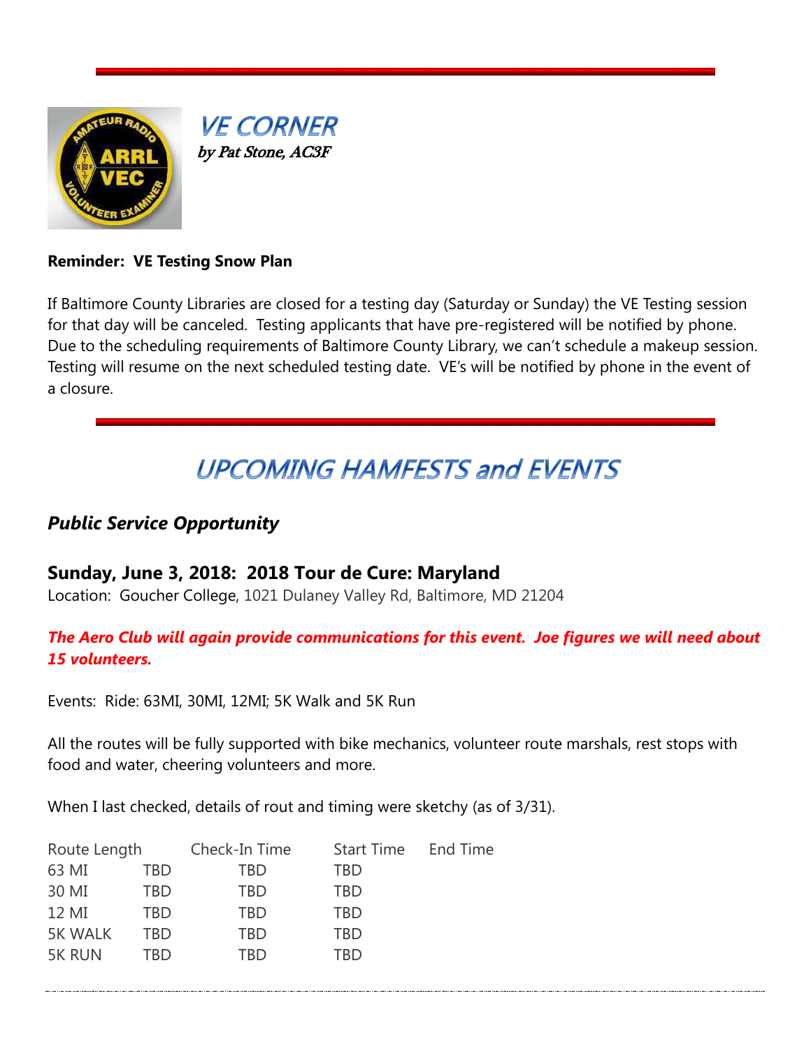## VE CORNER

*by Pat Stone, AC3F*

**Reminder: VE Testing Snow Plan**

If Baltimore County Libraries are closed for a testing day (Saturday or Sunday) the VE Testing session for that day will be canceled. Testing applicants that have pre-registered will be notified by phone. Due to the scheduling requirements of Baltimore County Library, we can't schedule a makeup session. Testing will resume on the next scheduled testing date. VE's will be notified by phone in the event of a closure.

# UPCOMING HAMFESTS and EVENTS

### *Public Service Opportunity*

### Sunday, June 3, 2018: 2018 Tour de Cure: Maryland

Location: Goucher College, 1021 Dulaney Valley Rd, Baltimore, MD 21204

***The Aero Club will again provide communications for this event. Joe figures we will need about 15 volunteers.***

Events: Ride: 63MI, 30MI, 12MI; 5K Walk and 5K Run

All the routes will be fully supported with bike mechanics, volunteer route marshals, rest stops with food and water, cheering volunteers and more.

When I last checked, details of rout and timing were sketchy (as of 3/31).

| Route Length | | Check-In Time | Start Time | End Time |
|---|---|---|---|---|
| 63 MI | TBD | TBD | TBD | |
| 30 MI | TBD | TBD | TBD | |
| 12 MI | TBD | TBD | TBD | |
| 5K WALK | TBD | TBD | TBD | |
| 5K RUN | TBD | TBD | TBD | |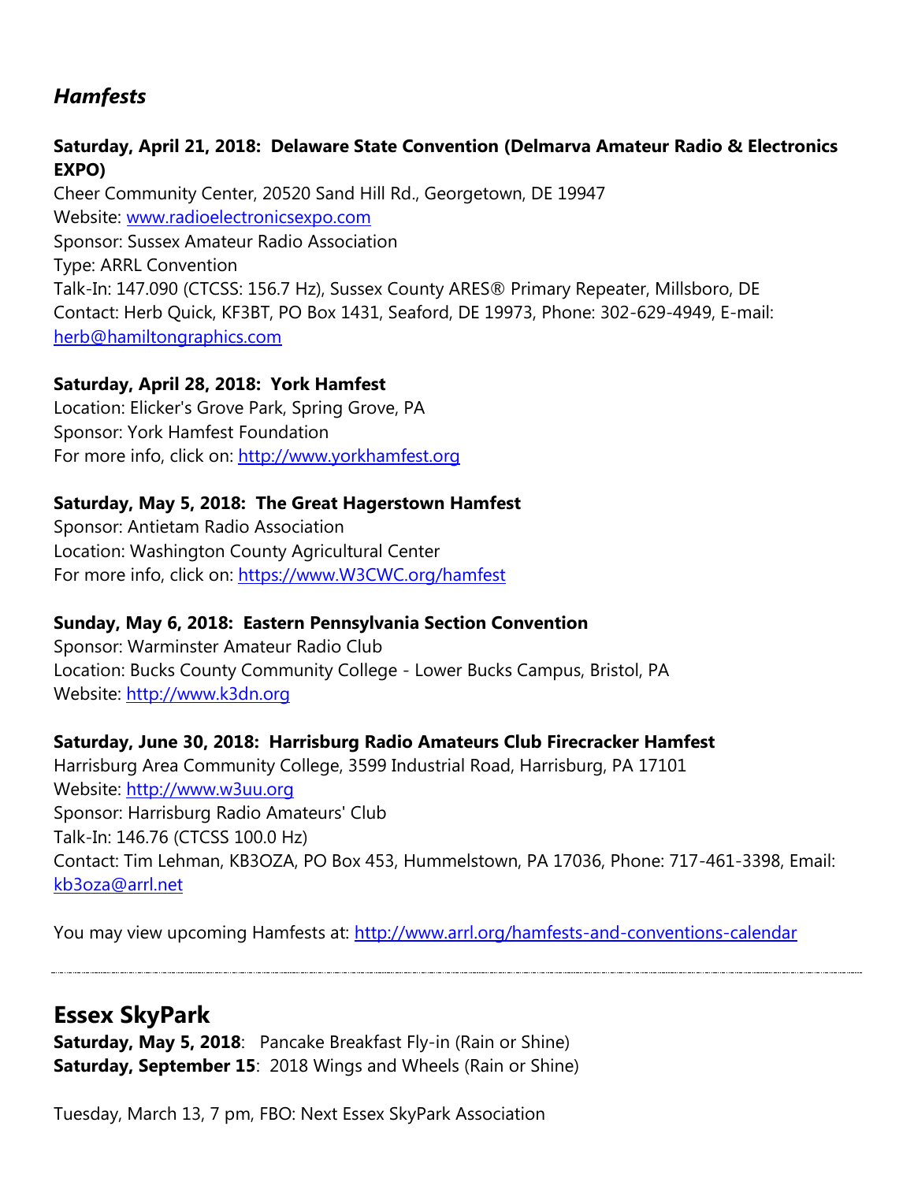## *Hamfests*

**Saturday, April 21, 2018: Delaware State Convention (Delmarva Amateur Radio & Electronics EXPO)**
Cheer Community Center, 20520 Sand Hill Rd., Georgetown, DE 19947
Website: www.radioelectronicsexpo.com
Sponsor: Sussex Amateur Radio Association
Type: ARRL Convention
Talk-In: 147.090 (CTCSS: 156.7 Hz), Sussex County ARES® Primary Repeater, Millsboro, DE
Contact: Herb Quick, KF3BT, PO Box 1431, Seaford, DE 19973, Phone: 302-629-4949, E-mail: herb@hamiltongraphics.com

**Saturday, April 28, 2018: York Hamfest**
Location: Elicker's Grove Park, Spring Grove, PA
Sponsor: York Hamfest Foundation
For more info, click on: http://www.yorkhamfest.org

**Saturday, May 5, 2018: The Great Hagerstown Hamfest**
Sponsor: Antietam Radio Association
Location: Washington County Agricultural Center
For more info, click on: https://www.W3CWC.org/hamfest

**Sunday, May 6, 2018: Eastern Pennsylvania Section Convention**
Sponsor: Warminster Amateur Radio Club
Location: Bucks County Community College - Lower Bucks Campus, Bristol, PA
Website: http://www.k3dn.org

**Saturday, June 30, 2018: Harrisburg Radio Amateurs Club Firecracker Hamfest**
Harrisburg Area Community College, 3599 Industrial Road, Harrisburg, PA 17101
Website: http://www.w3uu.org
Sponsor: Harrisburg Radio Amateurs' Club
Talk-In: 146.76 (CTCSS 100.0 Hz)
Contact: Tim Lehman, KB3OZA, PO Box 453, Hummelstown, PA 17036, Phone: 717-461-3398, Email: kb3oza@arrl.net

You may view upcoming Hamfests at: http://www.arrl.org/hamfests-and-conventions-calendar

---

## Essex SkyPark

**Saturday, May 5, 2018**: Pancake Breakfast Fly-in (Rain or Shine)
**Saturday, September 15**: 2018 Wings and Wheels (Rain or Shine)

Tuesday, March 13, 7 pm, FBO: Next Essex SkyPark Association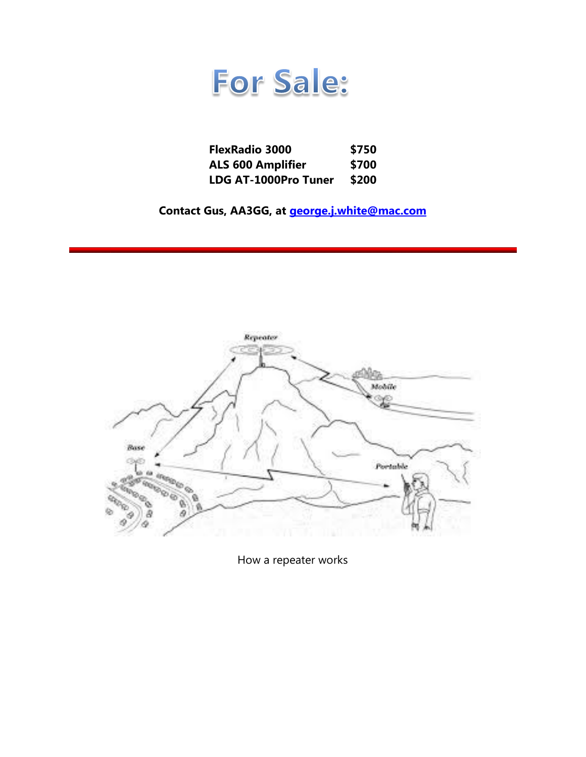# For Sale:

| | |
|---|---|
| **FlexRadio 3000** | **$750** |
| **ALS 600 Amplifier** | **$700** |
| **LDG AT-1000Pro Tuner** | **$200** |

**Contact Gus, AA3GG, at george.j.white@mac.com**

---

How a repeater works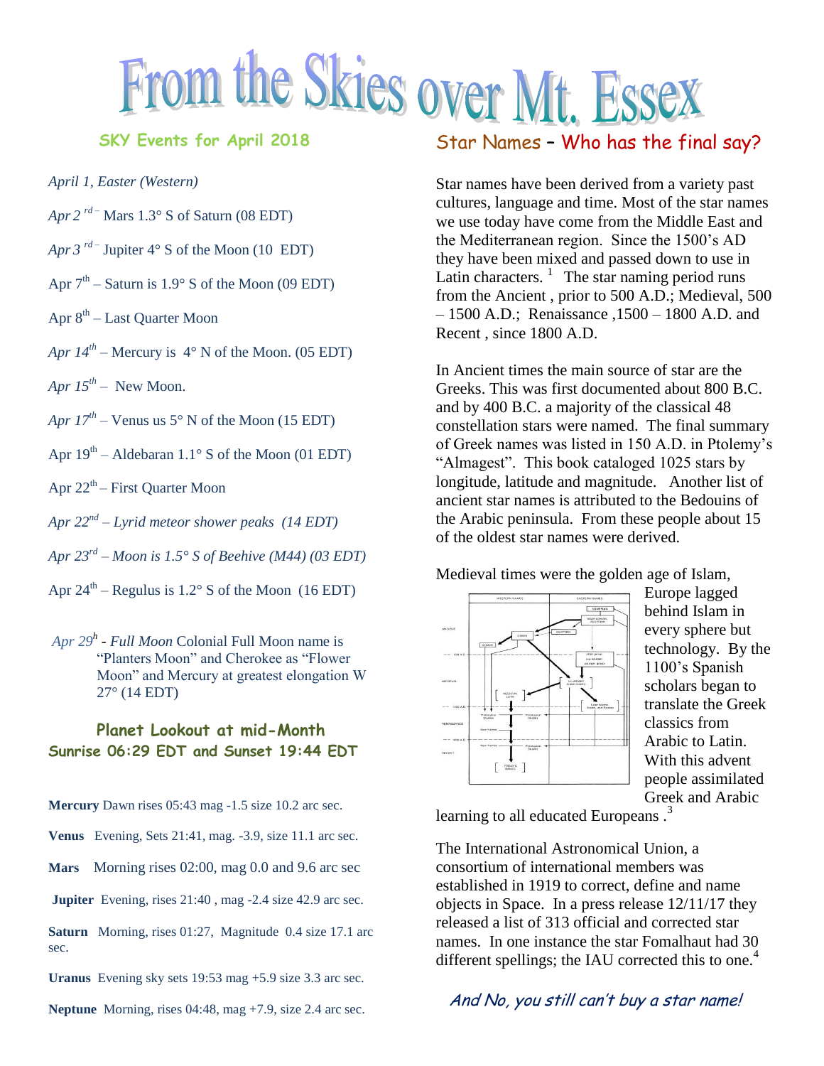# From the Skies over Mt. Essex

## SKY Events for April 2018

*April 1, Easter (Western)*

*Apr 2 rd –* Mars 1.3° S of Saturn (08 EDT)

*Apr 3 rd –* Jupiter 4° S of the Moon (10 EDT)

Apr 7th – Saturn is 1.9° S of the Moon (09 EDT)

Apr 8th – Last Quarter Moon

*Apr 14th* – Mercury is 4° N of the Moon. (05 EDT)

*Apr 15th* – New Moon.

*Apr 17th* – Venus us 5° N of the Moon (15 EDT)

Apr 19th – Aldebaran 1.1° S of the Moon (01 EDT)

Apr 22th – First Quarter Moon

*Apr 22nd – Lyrid meteor shower peaks (14 EDT)*

*Apr 23rd – Moon is 1.5° S of Beehive (M44) (03 EDT)*

Apr 24th – Regulus is 1.2° S of the Moon (16 EDT)

*Apr 29h* - *Full Moon* Colonial Full Moon name is "Planters Moon" and Cherokee as "Flower Moon" and Mercury at greatest elongation W 27° (14 EDT)

### Planet Lookout at mid-Month
### Sunrise 06:29 EDT and Sunset 19:44 EDT

**Mercury** Dawn rises 05:43 mag -1.5 size 10.2 arc sec.

**Venus** Evening, Sets 21:41, mag. -3.9, size 11.1 arc sec.

**Mars** Morning rises 02:00, mag 0.0 and 9.6 arc sec

**Jupiter** Evening, rises 21:40 , mag -2.4 size 42.9 arc sec.

**Saturn** Morning, rises 01:27, Magnitude 0.4 size 17.1 arc sec.

**Uranus** Evening sky sets 19:53 mag +5.9 size 3.3 arc sec.

**Neptune** Morning, rises 04:48, mag +7.9, size 2.4 arc sec.

## Star Names – Who has the final say?

Star names have been derived from a variety past cultures, language and time. Most of the star names we use today have come from the Middle East and the Mediterranean region. Since the 1500's AD they have been mixed and passed down to use in Latin characters. [1] The star naming period runs from the Ancient , prior to 500 A.D.; Medieval, 500 – 1500 A.D.; Renaissance ,1500 – 1800 A.D. and Recent , since 1800 A.D.

In Ancient times the main source of star are the Greeks. This was first documented about 800 B.C. and by 400 B.C. a majority of the classical 48 constellation stars were named. The final summary of Greek names was listed in 150 A.D. in Ptolemy's "Almagest". This book cataloged 1025 stars by longitude, latitude and magnitude. Another list of ancient star names is attributed to the Bedouins of the Arabic peninsula. From these people about 15 of the oldest star names were derived.

Medieval times were the golden age of Islam, Europe lagged behind Islam in every sphere but technology. By the 1100's Spanish scholars began to translate the Greek classics from Arabic to Latin. With this advent people assimilated Greek and Arabic learning to all educated Europeans .[3]

The International Astronomical Union, a consortium of international members was established in 1919 to correct, define and name objects in Space. In a press release 12/11/17 they released a list of 313 official and corrected star names. In one instance the star Fomalhaut had 30 different spellings; the IAU corrected this to one.[4]

*And No, you still can't buy a star name!*